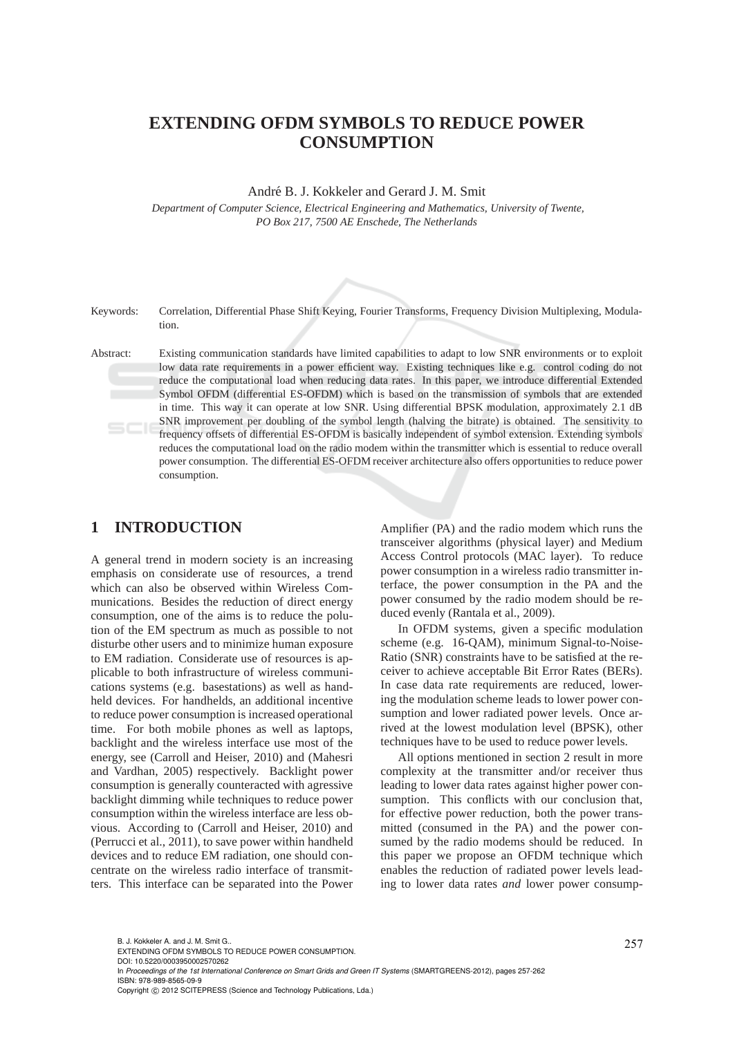# EXTENDING OFDM SYMBOLS TO REDUCE POWER CONSUMPTION

André B. J. Kokkeler and Gerard J. M. Smit

*Department of Computer Science, Electrical Engineering and Mathematics, University of Twente, PO Box 217, 7500 AE Enschede, The Netherlands*

Keywords: Correlation, Differential Phase Shift Keying, Fourier Transforms, Frequency Division Multiplexing, Modulation.

Abstract: Existing communication standards have limited capabilities to adapt to low SNR environments or to exploit low data rate requirements in a power efficient way. Existing techniques like e.g. control coding do not reduce the computational load when reducing data rates. In this paper, we introduce differential Extended Symbol OFDM (differential ES-OFDM) which is based on the transmission of symbols that are extended in time. This way it can operate at low SNR. Using differential BPSK modulation, approximately 2.1 dB SNR improvement per doubling of the symbol length (halving the bitrate) is obtained. The sensitivity to frequency offsets of differential ES-OFDM is basically independent of symbol extension. Extending symbols reduces the computational load on the radio modem within the transmitter which is essential to reduce overall power consumption. The differential ES-OFDM receiver architecture also offers opportunities to reduce power consumption.

## 1 INTRODUCTION

A general trend in modern society is an increasing emphasis on considerate use of resources, a trend which can also be observed within Wireless Communications. Besides the reduction of direct energy consumption, one of the aims is to reduce the polution of the EM spectrum as much as possible to not disturb other users and to minimize human exposure to EM radiation. Considerate use of resources is applicable to both infrastructure of wireless communications systems (e.g. basestations) as well as handheld devices. For handhelds, an additional incentive to reduce power consumption is increased operational time. For both mobile phones as well as laptops, backlight and the wireless interface use most of the energy, see (Carroll and Heiser, 2010) and (Mahesri and Vardhan, 2005) respectively. Backlight power consumption is generally counteracted with agressive backlight dimming while techniques to reduce power consumption within the wireless interface are less obvious. According to (Carroll and Heiser, 2010) and (Perrucci et al., 2011), to save power within handheld devices and to reduce EM radiation, one should concentrate on the wireless radio interface of transmitters. This interface can be separated into the Power Amplifier (PA) and the radio modem which runs the transceiver algorithms (physical layer) and Medium Access Control protocols (MAC layer). To reduce power consumption in a wireless radio transmitter interface, the power consumption in the PA and the power consumed by the radio modem should be reduced evenly (Rantala et al., 2009).

In OFDM systems, given a specific modulation scheme (e.g. 16-QAM), minimum Signal-to-Noise-Ratio (SNR) constraints have to be satisfied at the receiver to achieve acceptable Bit Error Rates (BERs). In case data rate requirements are reduced, lowering the modulation scheme leads to lower power consumption and lower radiated power levels. Once arrived at the lowest modulation level (BPSK), other techniques have to be used to reduce power levels.

All options mentioned in section 2 result in more complexity at the transmitter and/or receiver thus leading to lower data rates against higher power consumption. This conflicts with our conclusion that, for effective power reduction, both the power transmitted (consumed in the PA) and the power consumed by the radio modems should be reduced. In this paper we propose an OFDM technique which enables the reduction of radiated power levels leading to lower data rates *and* lower power consump-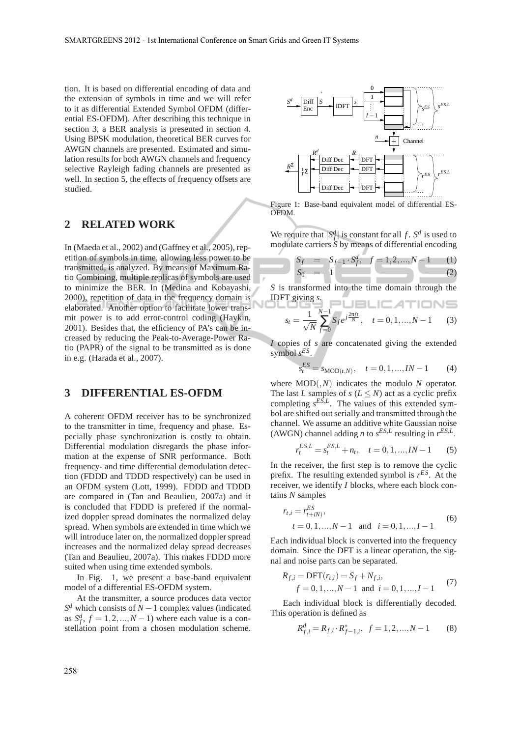tion. It is based on differential encoding of data and the extension of symbols in time and we will refer to it as differential Extended Symbol OFDM (differential ES-OFDM). After describing this technique in section 3, a BER analysis is presented in section 4. Using BPSK modulation, theoretical BER curves for AWGN channels are presented. Estimated and simulation results for both AWGN channels and frequency selective Rayleigh fading channels are presented as well. In section 5, the effects of frequency offsets are studied.

## 2 RELATED WORK

In (Maeda et al., 2002) and (Gaffney et al., 2005), repetition of symbols in time, allowing less power to be transmitted, is analyzed. By means of Maximum Ratio Combining, multiple replicas of symbols are used to minimize the BER. In (Medina and Kobayashi, 2000), repetition of data in the frequency domain is elaborated. Another option to facilitate lower transmit power is to add error-control coding (Haykin, 2001). Besides that, the efficiency of PA's can be increased by reducing the Peak-to-Average-Power Ratio (PAPR) of the signal to be transmitted as is done in e.g. (Harada et al., 2007).

## 3 DIFFERENTIAL ES-OFDM

A coherent OFDM receiver has to be synchronized to the transmitter in time, frequency and phase. Especially phase synchronization is costly to obtain. Differential modulation disregards the phase information at the expense of SNR performance. Both frequency- and time differential demodulation detection (FDDD and TDDD respectively) can be used in an OFDM system (Lott, 1999). FDDD and TDDD are compared in (Tan and Beaulieu, 2007a) and it is concluded that FDDD is prefered if the normalized doppler spread dominates the normalized delay spread. When symbols are extended in time which we will introduce later on, the normalized doppler spread increases and the normalized delay spread decreases (Tan and Beaulieu, 2007a). This makes FDDD more suited when using time extended symbols.

In Fig. 1, we present a base-band equivalent model of a differential ES-OFDM system.

At the transmitter, a source produces data vector $S^d$ which consists of $N-1$ complex values (indicated as $S^d_f,\ f = 1,2,...,N-1$) where each value is a constellation point from a chosen modulation scheme.

Figure 1: Base-band equivalent model of differential ES-OFDM.

We require that $|S^d_f|$ is constant for all $f$. $S^d$ is used to modulate carriers $S$ by means of differential encoding

$$S_f = S_{f-1} \cdot S^d_f, \quad f = 1,2,...,N-1 \tag{1}$$

$$S_0 = 1 \tag{2}$$

$S$ is transformed into the time domain through the IDFT giving $s$.

$$s_t = \frac{1}{\sqrt{N}} \sum_{f=0}^{N-1} S_f e^{j\frac{2\pi f t}{N}}, \quad t = 0,1,...,N-1 \tag{3}$$

$I$ copies of $s$ are concatenated giving the extended symbol $s^{ES}$.

$$s^{ES}_t = s_{\text{MOD}(t,N)}, \quad t = 0,1,...,IN-1 \tag{4}$$

where $\text{MOD}(,N)$ indicates the modulo $N$ operator. The last $L$ samples of $s$ ($L \leq N$) act as a cyclic prefix completing $s^{ES,L}$. The values of this extended symbol are shifted out serially and transmitted through the channel. We assume an additive white Gaussian noise (AWGN) channel adding $n$ to $s^{ES,L}$ resulting in $r^{ES,L}$.

$$r^{ES,L}_t = s^{ES,L}_t + n_t, \quad t = 0,1,...,IN-1 \tag{5}$$

In the receiver, the first step is to remove the cyclic prefix. The resulting extended symbol is $r^{ES}$. At the receiver, we identify $I$ blocks, where each block contains $N$ samples

$$r_{t,i} = r^{ES}_{t+iN)}, \quad t = 0,1,...,N-1 \ \text{ and } \ i = 0,1,...,I-1 \tag{6}$$

Each individual block is converted into the frequency domain. Since the DFT is a linear operation, the signal and noise parts can be separated.

$$R_{f,i} = \text{DFT}(r_{t,i}) = S_f + N_{f,i}, \quad f = 0,1,...,N-1 \ \text{ and } \ i = 0,1,...,I-1 \tag{7}$$

Each individual block is differentially decoded. This operation is defined as

$$R^d_{f,i} = R_{f,i} \cdot R^*_{f-1,i}, \quad f = 1,2,...,N-1 \tag{8}$$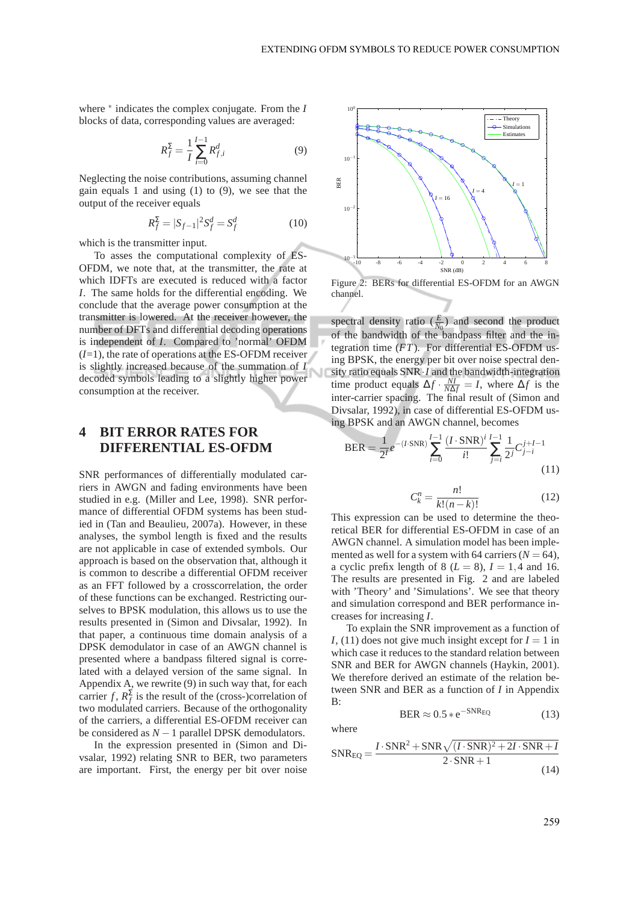where $^*$ indicates the complex conjugate. From the $I$ blocks of data, corresponding values are averaged:

$$R_f^\Sigma = \frac{1}{I}\sum_{i=0}^{I-1} R_{f,i}^d \tag{9}$$

Neglecting the noise contributions, assuming channel gain equals 1 and using (1) to (9), we see that the output of the receiver equals

$$R_f^\Sigma = |S_{f-1}|^2 S_f^d = S_f^d \tag{10}$$

which is the transmitter input.

To asses the computational complexity of ES-OFDM, we note that, at the transmitter, the rate at which IDFTs are executed is reduced with a factor $I$. The same holds for the differential encoding. We conclude that the average power consumption at the transmitter is lowered. At the receiver however, the number of DFTs and differential decoding operations is independent of $I$. Compared to 'normal' OFDM ($I$=1), the rate of operations at the ES-OFDM receiver is slightly increased because of the summation of $I$ decoded symbols leading to a slightly higher power consumption at the receiver.

## 4 BIT ERROR RATES FOR DIFFERENTIAL ES-OFDM

SNR performances of differentially modulated carriers in AWGN and fading environments have been studied in e.g. (Miller and Lee, 1998). SNR performance of differential OFDM systems has been studied in (Tan and Beaulieu, 2007a). However, in these analyses, the symbol length is fixed and the results are not applicable in case of extended symbols. Our approach is based on the observation that, although it is common to describe a differential OFDM receiver as an FFT followed by a crosscorrelation, the order of these functions can be exchanged. Restricting ourselves to BPSK modulation, this allows us to use the results presented in (Simon and Divsalar, 1992). In that paper, a continuous time domain analysis of a DPSK demodulator in case of an AWGN channel is presented where a bandpass filtered signal is correlated with a delayed version of the same signal. In Appendix A, we rewrite (9) in such way that, for each carrier $f$, $R_f^\Sigma$ is the result of the (cross-)correlation of two modulated carriers. Because of the orthogonality of the carriers, a differential ES-OFDM receiver can be considered as $N-1$ parallel DPSK demodulators.

In the expression presented in (Simon and Divsalar, 1992) relating SNR to BER, two parameters are important. First, the energy per bit over noise spectral density ratio ($\frac{E}{N_0}$) and second the product of the bandwidth of the bandpass filter and the integration time ($FT$). For differential ES-OFDM using BPSK, the energy per bit over noise spectral density ratio equals SNR$\cdot I$ and the bandwidth-integration time product equals $\Delta f \cdot \frac{NI}{N\Delta f} = I$, where $\Delta f$ is the inter-carrier spacing. The final result of (Simon and Divsalar, 1992), in case of differential ES-OFDM using BPSK and an AWGN channel, becomes

$$\text{BER} = \frac{1}{2^I} e^{-(I\cdot\text{SNR})} \sum_{i=0}^{I-1} \frac{(I\cdot\text{SNR})^i}{i!} \sum_{j=i}^{I-1} \frac{1}{2^j} C_{j-i}^{j+I-1} \tag{11}$$

$$C_k^n = \frac{n!}{k!(n-k)!} \tag{12}$$

This expression can be used to determine the theoretical BER for differential ES-OFDM in case of an AWGN channel. A simulation model has been implemented as well for a system with 64 carriers ($N = 64$), a cyclic prefix length of 8 ($L = 8$), $I = 1, 4$ and 16. The results are presented in Fig. 2 and are labeled with 'Theory' and 'Simulations'. We see that theory and simulation correspond and BER performance increases for increasing $I$.

Figure 2: BERs for differential ES-OFDM for an AWGN channel.

To explain the SNR improvement as a function of $I$, (11) does not give much insight except for $I = 1$ in which case it reduces to the standard relation between SNR and BER for AWGN channels (Haykin, 2001). We therefore derived an estimate of the relation between SNR and BER as a function of $I$ in Appendix B:

$$\text{BER} \approx 0.5 * \text{e}^{-\text{SNR}_{\text{EQ}}} \tag{13}$$

where

$$\text{SNR}_{\text{EQ}} = \frac{I\cdot\text{SNR}^2 + \text{SNR}\sqrt{(I\cdot\text{SNR})^2 + 2I\cdot\text{SNR} + I}}{2\cdot\text{SNR}+1} \tag{14}$$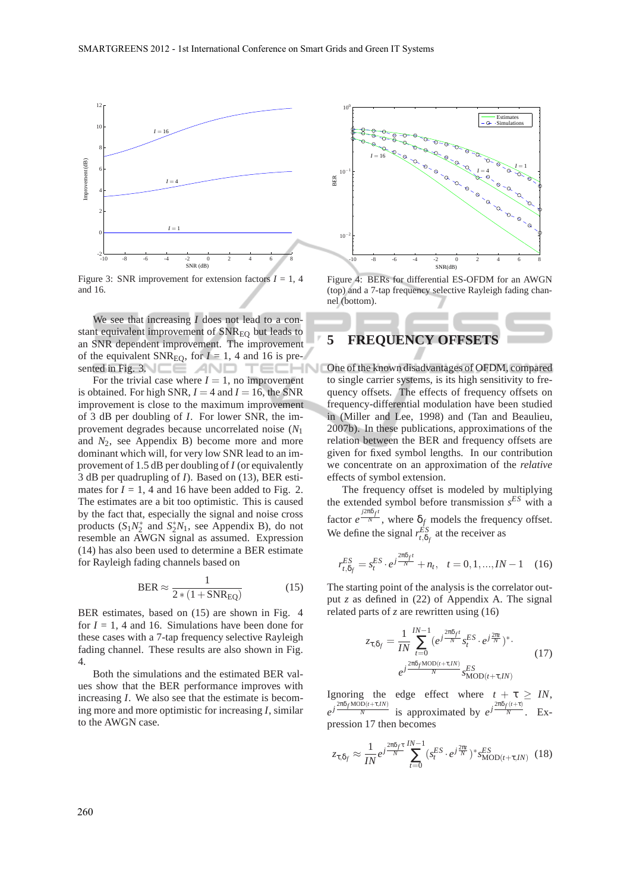Figure 3: SNR improvement for extension factors $I$ = 1, 4 and 16.

Figure 4: BERs for differential ES-OFDM for an AWGN (top) and a 7-tap frequency selective Rayleigh fading channel (bottom).

We see that increasing $I$ does not lead to a constant equivalent improvement of $\text{SNR}_{\text{EQ}}$ but leads to an SNR dependent improvement. The improvement of the equivalent $\text{SNR}_{\text{EQ}}$, for $I$ = 1, 4 and 16 is presented in Fig. 3.

For the trivial case where $I = 1$, no improvement is obtained. For high SNR, $I = 4$ and $I = 16$, the SNR improvement is close to the maximum improvement of 3 dB per doubling of $I$. For lower SNR, the improvement degrades because uncorrelated noise ($N_1$ and $N_2$, see Appendix B) become more and more dominant which will, for very low SNR lead to an improvement of 1.5 dB per doubling of $I$ (or equivalently 3 dB per quadrupling of $I$). Based on (13), BER estimates for $I$ = 1, 4 and 16 have been added to Fig. 2. The estimates are a bit too optimistic. This is caused by the fact that, especially the signal and noise cross products ($S_1 N_2^*$ and $S_2^* N_1$, see Appendix B), do not resemble an AWGN signal as assumed. Expression (14) has also been used to determine a BER estimate for Rayleigh fading channels based on

$$\text{BER} \approx \frac{1}{2 * (1 + \text{SNR}_{\text{EQ}})} \tag{15}$$

BER estimates, based on (15) are shown in Fig. 4 for $I$ = 1, 4 and 16. Simulations have been done for these cases with a 7-tap frequency selective Rayleigh fading channel. These results are also shown in Fig. 4.

Both the simulations and the estimated BER values show that the BER performance improves with increasing $I$. We also see that the estimate is becoming more and more optimistic for increasing $I$, similar to the AWGN case.

## 5 FREQUENCY OFFSETS

One of the known disadvantages of OFDM, compared to single carrier systems, is its high sensitivity to frequency offsets. The effects of frequency offsets on frequency-differential modulation have been studied in (Miller and Lee, 1998) and (Tan and Beaulieu, 2007b). In these publications, approximations of the relation between the BER and frequency offsets are given for fixed symbol lengths. In our contribution we concentrate on an approximation of the *relative* effects of symbol extension.

The frequency offset is modeled by multiplying the extended symbol before transmission $s^{ES}$ with a factor $e^{\frac{j2\pi\delta_f t}{N}}$, where $\delta_f$ models the frequency offset. We define the signal $r^{ES}_{t,\delta_f}$ at the receiver as

$$r^{ES}_{t,\delta_f} = s^{ES}_t \cdot e^{j\frac{2\pi\delta_f t}{N}} + n_t, \quad t = 0, 1, ..., IN-1 \tag{16}$$

The starting point of the analysis is the correlator output $z$ as defined in (22) of Appendix A. The signal related parts of $z$ are rewritten using (16)

$$z_{\tau,\delta_f} = \frac{1}{IN} \sum_{t=0}^{IN-1} (e^{j\frac{2\pi\delta_f t}{N}} s^{ES}_t \cdot e^{j\frac{2\pi t}{N}})^* \cdot e^{j\frac{2\pi\delta_f \text{MOD}(t+\tau, IN)}{N}} s^{ES}_{\text{MOD}(t+\tau, IN)} \tag{17}$$

Ignoring the edge effect where $t + \tau \geq IN$, $e^{j\frac{2\pi\delta_f \text{MOD}(t+\tau, IN)}{N}}$ is approximated by $e^{j\frac{2\pi\delta_f (t+\tau)}{N}}$. Expression 17 then becomes

$$z_{\tau,\delta_f} \approx \frac{1}{IN} e^{j\frac{2\pi\delta_f \tau}{N}} \sum_{t=0}^{IN-1} (s^{ES}_t \cdot e^{j\frac{2\pi t}{N}})^* s^{ES}_{\text{MOD}(t+\tau, IN)} \tag{18}$$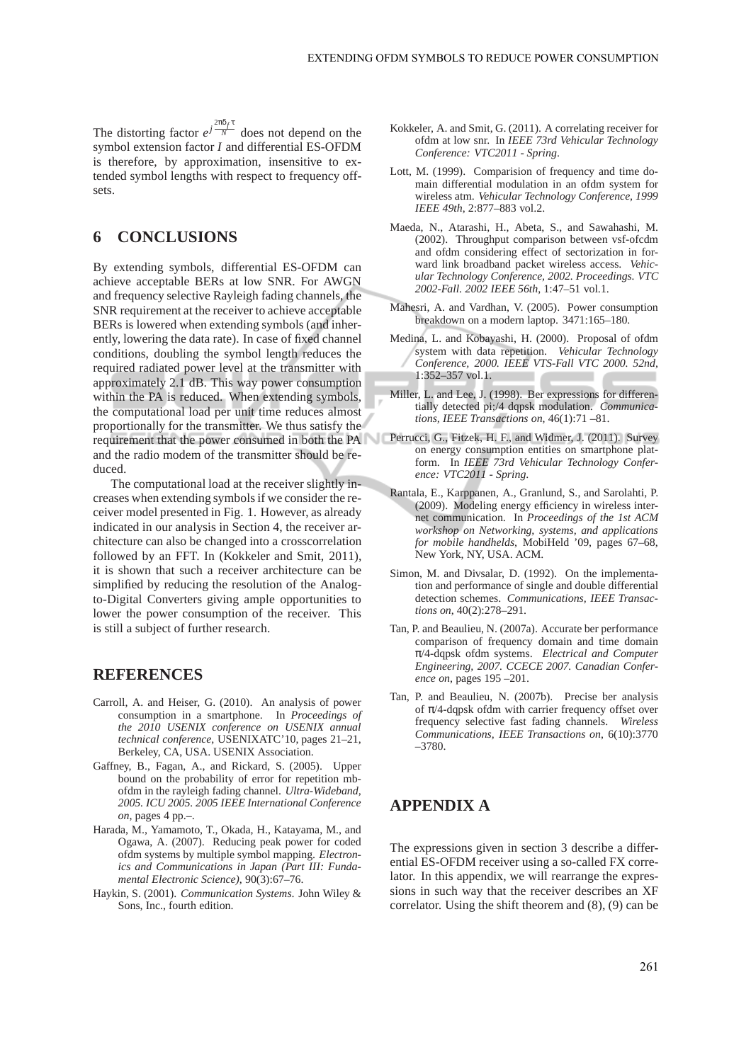The distorting factor $e^{j\frac{2\pi\delta_f\tau}{N}}$ does not depend on the symbol extension factor $I$ and differential ES-OFDM is therefore, by approximation, insensitive to extended symbol lengths with respect to frequency offsets.

## 6 CONCLUSIONS

By extending symbols, differential ES-OFDM can achieve acceptable BERs at low SNR. For AWGN and frequency selective Rayleigh fading channels, the SNR requirement at the receiver to achieve acceptable BERs is lowered when extending symbols (and inherently, lowering the data rate). In case of fixed channel conditions, doubling the symbol length reduces the required radiated power level at the transmitter with approximately 2.1 dB. This way power consumption within the PA is reduced. When extending symbols, the computational load per unit time reduces almost proportionally for the transmitter. We thus satisfy the requirement that the power consumed in both the PA and the radio modem of the transmitter should be reduced.

The computational load at the receiver slightly increases when extending symbols if we consider the receiver model presented in Fig. 1. However, as already indicated in our analysis in Section 4, the receiver architecture can also be changed into a crosscorrelation followed by an FFT. In (Kokkeler and Smit, 2011), it is shown that such a receiver architecture can be simplified by reducing the resolution of the Analog-to-Digital Converters giving ample opportunities to lower the power consumption of the receiver. This is still a subject of further research.

## REFERENCES

Carroll, A. and Heiser, G. (2010). An analysis of power consumption in a smartphone. In *Proceedings of the 2010 USENIX conference on USENIX annual technical conference*, USENIXATC'10, pages 21–21, Berkeley, CA, USA. USENIX Association.

Gaffney, B., Fagan, A., and Rickard, S. (2005). Upper bound on the probability of error for repetition mb-ofdm in the rayleigh fading channel. *Ultra-Wideband, 2005. ICU 2005. 2005 IEEE International Conference on*, pages 4 pp.–.

Harada, M., Yamamoto, T., Okada, H., Katayama, M., and Ogawa, A. (2007). Reducing peak power for coded ofdm systems by multiple symbol mapping. *Electronics and Communications in Japan (Part III: Fundamental Electronic Science)*, 90(3):67–76.

Haykin, S. (2001). *Communication Systems*. John Wiley & Sons, Inc., fourth edition.

Kokkeler, A. and Smit, G. (2011). A correlating receiver for ofdm at low snr. In *IEEE 73rd Vehicular Technology Conference: VTC2011 - Spring*.

Lott, M. (1999). Comparision of frequency and time domain differential modulation in an ofdm system for wireless atm. *Vehicular Technology Conference, 1999 IEEE 49th*, 2:877–883 vol.2.

Maeda, N., Atarashi, H., Abeta, S., and Sawahashi, M. (2002). Throughput comparison between vsf-ofcdm and ofdm considering effect of sectorization in forward link broadband packet wireless access. *Vehicular Technology Conference, 2002. Proceedings. VTC 2002-Fall. 2002 IEEE 56th*, 1:47–51 vol.1.

Mahesri, A. and Vardhan, V. (2005). Power consumption breakdown on a modern laptop. 3471:165–180.

Medina, L. and Kobayashi, H. (2000). Proposal of ofdm system with data repetition. *Vehicular Technology Conference, 2000. IEEE VTS-Fall VTC 2000. 52nd*, 1:352–357 vol.1.

Miller, L. and Lee, J. (1998). Ber expressions for differentially detected pi;/4 dqpsk modulation. *Communications, IEEE Transactions on*, 46(1):71 –81.

Perrucci, G., Fitzek, H. F., and Widmer, J. (2011). Survey on energy consumption entities on smartphone platform. In *IEEE 73rd Vehicular Technology Conference: VTC2011 - Spring*.

Rantala, E., Karppanen, A., Granlund, S., and Sarolahti, P. (2009). Modeling energy efficiency in wireless internet communication. In *Proceedings of the 1st ACM workshop on Networking, systems, and applications for mobile handhelds*, MobiHeld '09, pages 67–68, New York, NY, USA. ACM.

Simon, M. and Divsalar, D. (1992). On the implementation and performance of single and double differential detection schemes. *Communications, IEEE Transactions on*, 40(2):278–291.

Tan, P. and Beaulieu, N. (2007a). Accurate ber performance comparison of frequency domain and time domain π/4-dqpsk ofdm systems. *Electrical and Computer Engineering, 2007. CCECE 2007. Canadian Conference on*, pages 195 –201.

Tan, P. and Beaulieu, N. (2007b). Precise ber analysis of π/4-dqpsk ofdm with carrier frequency offset over frequency selective fast fading channels. *Wireless Communications, IEEE Transactions on*, 6(10):3770 –3780.

## APPENDIX A

The expressions given in section 3 describe a differential ES-OFDM receiver using a so-called FX correlator. In this appendix, we will rearrange the expressions in such way that the receiver describes an XF correlator. Using the shift theorem and (8), (9) can be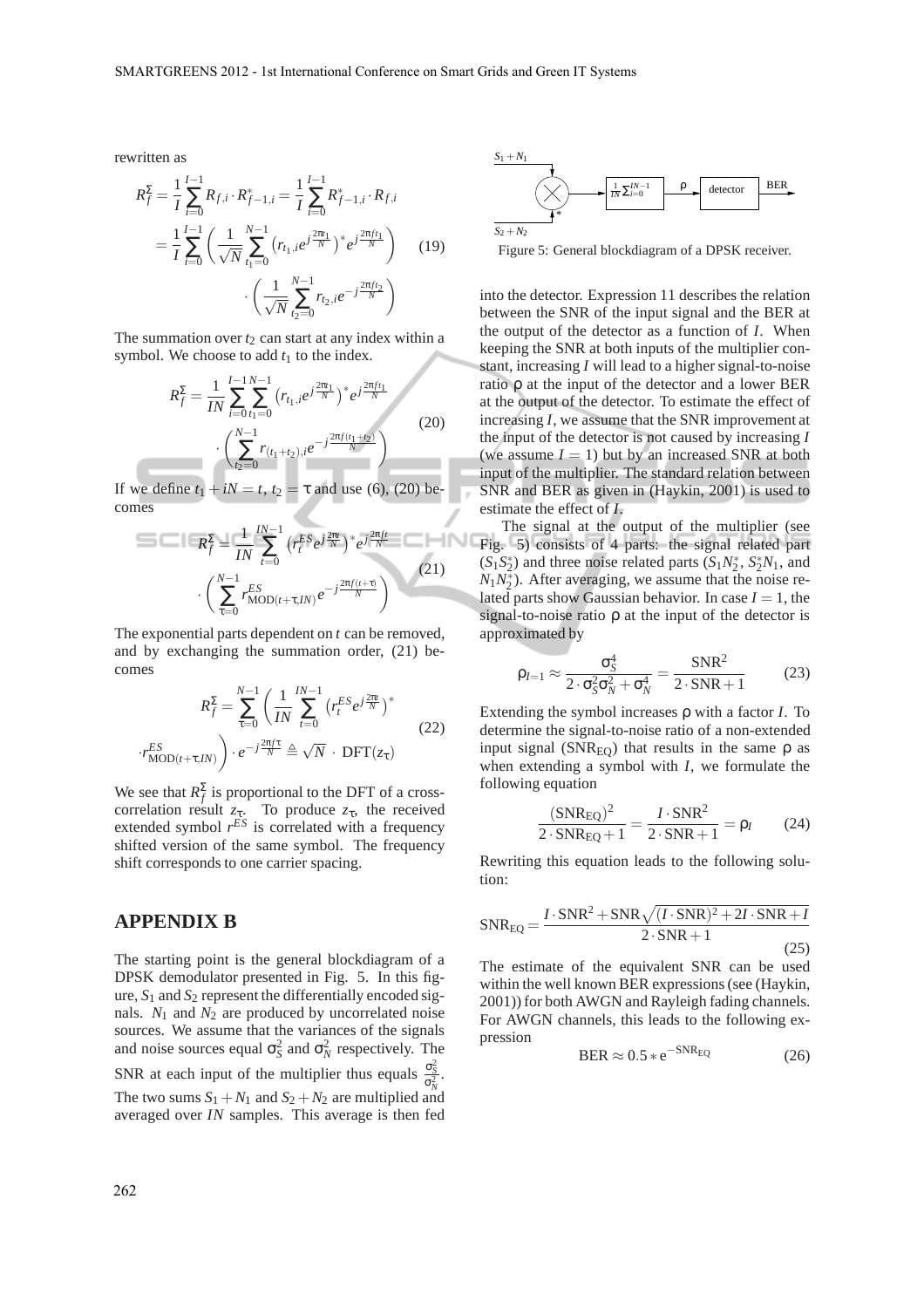rewritten as

$$R_f^{\Sigma} = \frac{1}{I}\sum_{i=0}^{I-1} R_{f,i}\cdot R_{f-1,i}^{*} = \frac{1}{I}\sum_{i=0}^{I-1} R_{f-1,i}^{*}\cdot R_{f,i}$$
$$= \frac{1}{I}\sum_{i=0}^{I-1}\left(\frac{1}{\sqrt{N}}\sum_{t_1=0}^{N-1}\left(r_{t_1,i}e^{j\frac{2\pi t_1}{N}}\right)^{*}e^{j\frac{2\pi f t_1}{N}}\right) \quad (19)$$
$$\cdot\left(\frac{1}{\sqrt{N}}\sum_{t_2=0}^{N-1} r_{t_2,i}e^{-j\frac{2\pi f t_2}{N}}\right)$$

The summation over $t_2$ can start at any index within a symbol. We choose to add $t_1$ to the index.

$$R_f^{\Sigma} = \frac{1}{IN}\sum_{i=0}^{I-1}\sum_{t_1=0}^{N-1}\left(r_{t_1,i}e^{j\frac{2\pi t_1}{N}}\right)^{*}e^{j\frac{2\pi f t_1}{N}}$$
$$\cdot\left(\sum_{t_2=0}^{N-1} r_{(t_1+t_2),i}e^{-j\frac{2\pi f(t_1+t_2)}{N}}\right) \quad (20)$$

If we define $t_1 + iN = t$, $t_2 = \tau$ and use (6), (20) becomes

$$R_f^{\Sigma} = \frac{1}{IN}\sum_{t=0}^{IN-1}\left(r_t^{ES}e^{j\frac{2\pi t}{N}}\right)^{*}e^{j\frac{2\pi f t}{N}}$$
$$\cdot\left(\sum_{\tau=0}^{N-1} r_{\text{MOD}(t+\tau,IN)}^{ES}e^{-j\frac{2\pi f(t+\tau)}{N}}\right) \quad (21)$$

The exponential parts dependent on $t$ can be removed, and by exchanging the summation order, (21) becomes

$$R_f^{\Sigma} = \sum_{\tau=0}^{N-1}\left(\frac{1}{IN}\sum_{t=0}^{IN-1}\left(r_t^{ES}e^{j\frac{2\pi t}{N}}\right)^{*}\right.$$
$$\left.\cdot r_{\text{MOD}(t+\tau,IN)}^{ES}\right)\cdot e^{-j\frac{2\pi f\tau}{N}} \triangleq \sqrt{N}\,\cdot\,\text{DFT}(z_\tau) \quad (22)$$

We see that $R_f^{\Sigma}$ is proportional to the DFT of a cross-correlation result $z_\tau$. To produce $z_\tau$, the received extended symbol $r^{ES}$ is correlated with a frequency shifted version of the same symbol. The frequency shift corresponds to one carrier spacing.

## APPENDIX B

The starting point is the general blockdiagram of a DPSK demodulator presented in Fig. 5. In this figure, $S_1$ and $S_2$ represent the differentially encoded signals. $N_1$ and $N_2$ are produced by uncorrelated noise sources. We assume that the variances of the signals and noise sources equal $\sigma_S^2$ and $\sigma_N^2$ respectively. The SNR at each input of the multiplier thus equals $\frac{\sigma_S^2}{\sigma_N^2}$. The two sums $S_1 + N_1$ and $S_2 + N_2$ are multiplied and averaged over $IN$ samples. This average is then fed

$S_1 + N_1$

$\frac{1}{IN}\sum_{i=0}^{IN-1}$ ρ detector BER

$S_2 + N_2$

Figure 5: General blockdiagram of a DPSK receiver.

into the detector. Expression 11 describes the relation between the SNR of the input signal and the BER at the output of the detector as a function of $I$. When keeping the SNR at both inputs of the multiplier constant, increasing $I$ will lead to a higher signal-to-noise ratio $\rho$ at the input of the detector and a lower BER at the output of the detector. To estimate the effect of increasing $I$, we assume that the SNR improvement at the input of the detector is not caused by increasing $I$ (we assume $I = 1$) but by an increased SNR at both input of the multiplier. The standard relation between SNR and BER as given in (Haykin, 2001) is used to estimate the effect of $I$.

The signal at the output of the multiplier (see Fig. 5) consists of 4 parts: the signal related part ($S_1S_2^*$) and three noise related parts ($S_1N_2^*$, $S_2^*N_1$, and $N_1N_2^*$). After averaging, we assume that the noise related parts show Gaussian behavior. In case $I = 1$, the signal-to-noise ratio $\rho$ at the input of the detector is approximated by

$$\rho_{I=1} \approx \frac{\sigma_S^4}{2\cdot\sigma_S^2\sigma_N^2 + \sigma_N^4} = \frac{\text{SNR}^2}{2\cdot\text{SNR}+1} \quad (23)$$

Extending the symbol increases $\rho$ with a factor $I$. To determine the signal-to-noise ratio of a non-extended input signal ($\text{SNR}_{\text{EQ}}$) that results in the same $\rho$ as when extending a symbol with $I$, we formulate the following equation

$$\frac{(\text{SNR}_{\text{EQ}})^2}{2\cdot\text{SNR}_{\text{EQ}}+1} = \frac{I\cdot\text{SNR}^2}{2\cdot\text{SNR}+1} = \rho_I \quad (24)$$

Rewriting this equation leads to the following solution:

$$\text{SNR}_{\text{EQ}} = \frac{I\cdot\text{SNR}^2 + \text{SNR}\sqrt{(I\cdot\text{SNR})^2 + 2I\cdot\text{SNR} + I}}{2\cdot\text{SNR}+1} \quad (25)$$

The estimate of the equivalent SNR can be used within the well known BER expressions (see (Haykin, 2001)) for both AWGN and Rayleigh fading channels. For AWGN channels, this leads to the following expression

$$\text{BER} \approx 0.5 * \text{e}^{-\text{SNR}_{\text{EQ}}} \quad (26)$$